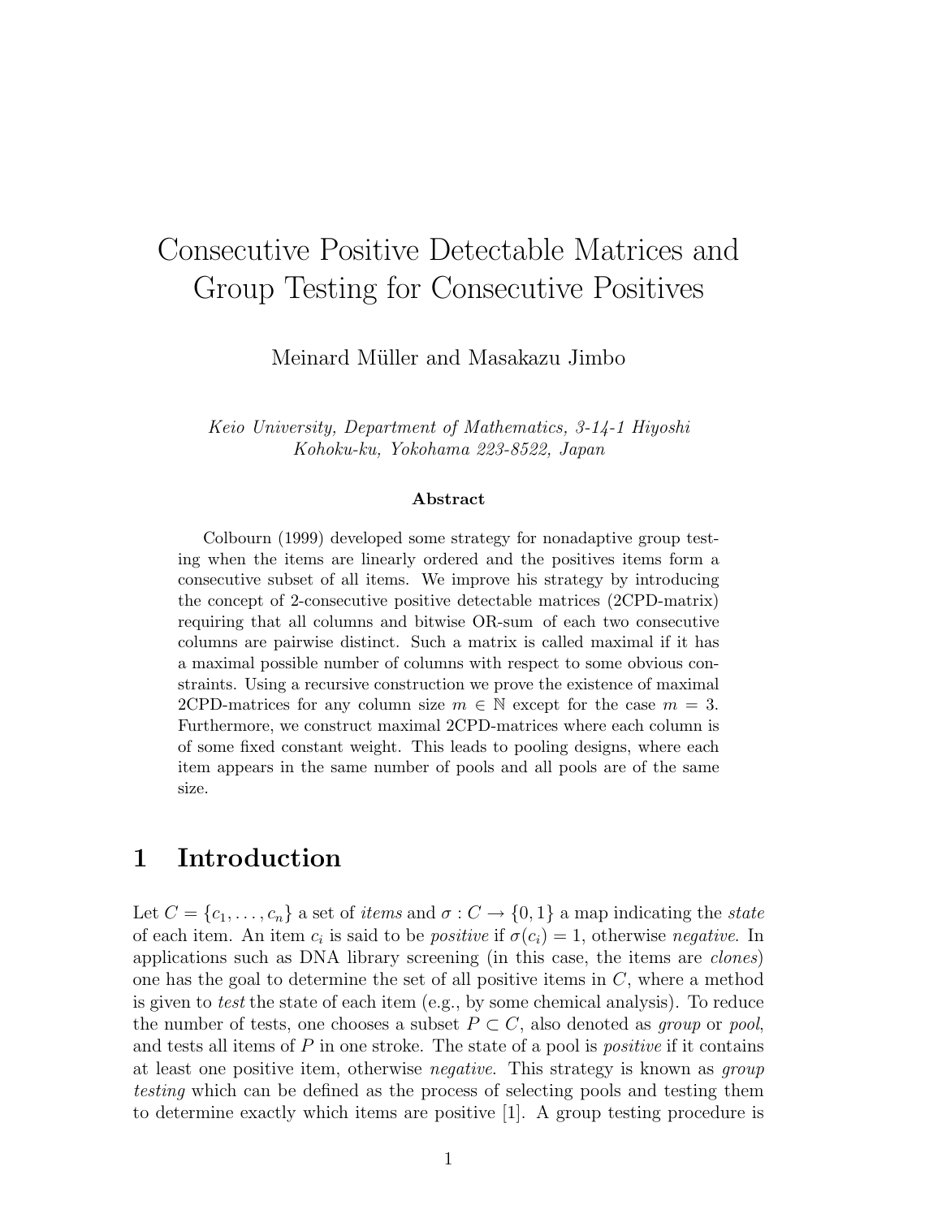# Consecutive Positive Detectable Matrices and Group Testing for Consecutive Positives

Meinard Müller and Masakazu Jimbo

*Keio University, Department of Mathematics, 3-14-1 Hiyoshi Kohoku-ku, Yokohama 223-8522, Japan*

### Abstract

Colbourn (1999) developed some strategy for nonadaptive group testing when the items are linearly ordered and the positives items form a consecutive subset of all items. We improve his strategy by introducing the concept of 2-consecutive positive detectable matrices (2CPD-matrix) requiring that all columns and bitwise OR-sum of each two consecutive columns are pairwise distinct. Such a matrix is called maximal if it has a maximal possible number of columns with respect to some obvious constraints. Using a recursive construction we prove the existence of maximal 2CPD-matrices for any column size $m \in \mathbb{N}$ except for the case $m = 3$. Furthermore, we construct maximal 2CPD-matrices where each column is of some fixed constant weight. This leads to pooling designs, where each item appears in the same number of pools and all pools are of the same size.

## 1 Introduction

Let $C = \{c_1, \ldots, c_n\}$ a set of *items* and $\sigma : C \to \{0, 1\}$ a map indicating the *state* of each item. An item $c_i$ is said to be *positive* if $\sigma(c_i) = 1$, otherwise *negative*. In applications such as DNA library screening (in this case, the items are *clones*) one has the goal to determine the set of all positive items in $C$, where a method is given to *test* the state of each item (e.g., by some chemical analysis). To reduce the number of tests, one chooses a subset $P \subset C$, also denoted as *group* or *pool*, and tests all items of $P$ in one stroke. The state of a pool is *positive* if it contains at least one positive item, otherwise *negative*. This strategy is known as *group testing* which can be defined as the process of selecting pools and testing them to determine exactly which items are positive [1]. A group testing procedure is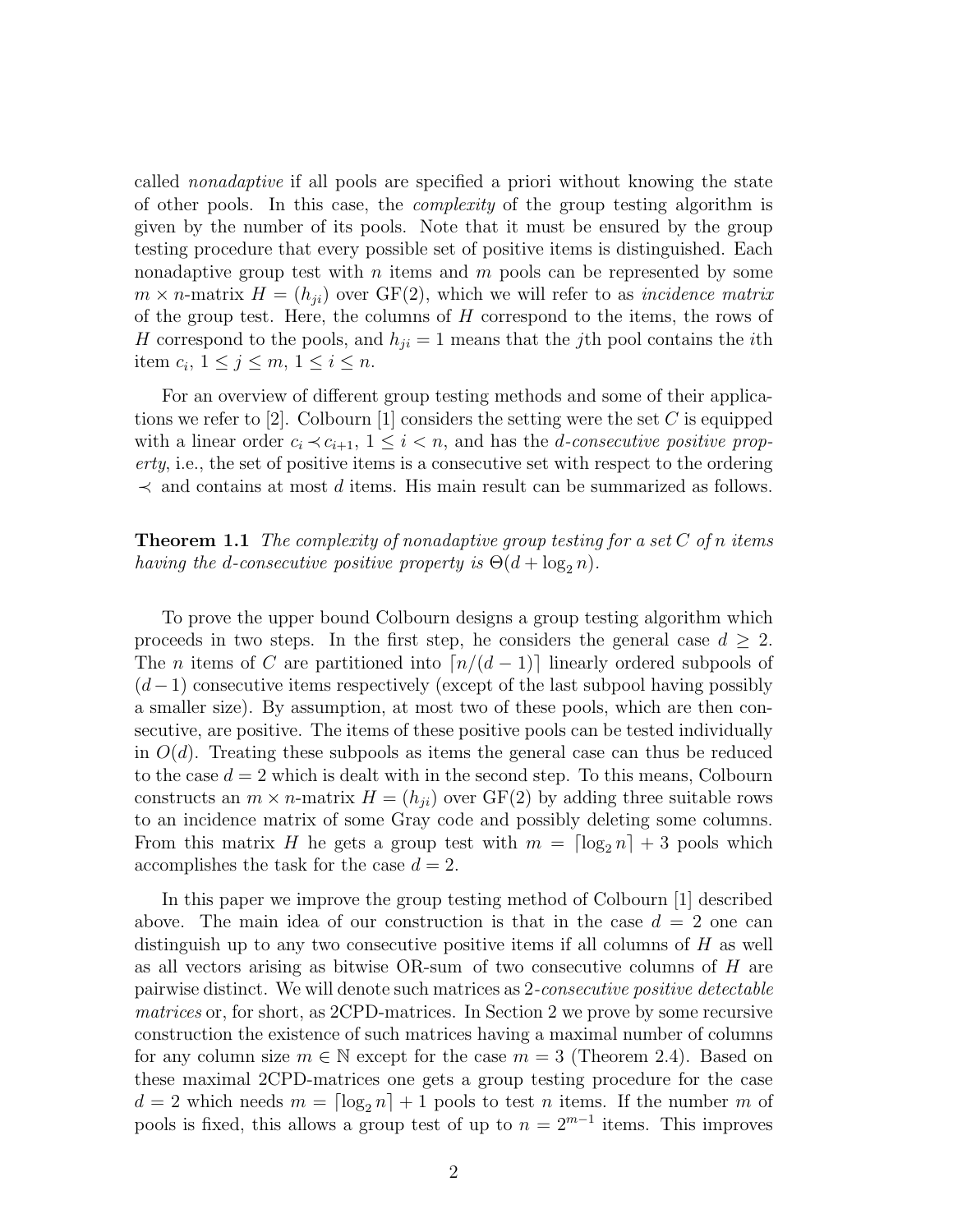called *nonadaptive* if all pools are specified a priori without knowing the state of other pools. In this case, the *complexity* of the group testing algorithm is given by the number of its pools. Note that it must be ensured by the group testing procedure that every possible set of positive items is distinguished. Each nonadaptive group test with $n$ items and $m$ pools can be represented by some $m \times n$-matrix $H = (h_{ji})$ over GF(2), which we will refer to as *incidence matrix* of the group test. Here, the columns of $H$ correspond to the items, the rows of $H$ correspond to the pools, and $h_{ji} = 1$ means that the $j$th pool contains the $i$th item $c_i$, $1 \leq j \leq m$, $1 \leq i \leq n$.

For an overview of different group testing methods and some of their applications we refer to [2]. Colbourn [1] considers the setting were the set $C$ is equipped with a linear order $c_i \prec c_{i+1}$, $1 \leq i < n$, and has the *d-consecutive positive property*, i.e., the set of positive items is a consecutive set with respect to the ordering $\prec$ and contains at most $d$ items. His main result can be summarized as follows.

**Theorem 1.1** *The complexity of nonadaptive group testing for a set $C$ of $n$ items having the $d$-consecutive positive property is $\Theta(d + \log_2 n)$.*

To prove the upper bound Colbourn designs a group testing algorithm which proceeds in two steps. In the first step, he considers the general case $d \geq 2$. The $n$ items of $C$ are partitioned into $\lceil n/(d-1) \rceil$ linearly ordered subpools of $(d-1)$ consecutive items respectively (except of the last subpool having possibly a smaller size). By assumption, at most two of these pools, which are then consecutive, are positive. The items of these positive pools can be tested individually in $O(d)$. Treating these subpools as items the general case can thus be reduced to the case $d = 2$ which is dealt with in the second step. To this means, Colbourn constructs an $m \times n$-matrix $H = (h_{ji})$ over GF(2) by adding three suitable rows to an incidence matrix of some Gray code and possibly deleting some columns. From this matrix $H$ he gets a group test with $m = \lceil \log_2 n \rceil + 3$ pools which accomplishes the task for the case $d = 2$.

In this paper we improve the group testing method of Colbourn [1] described above. The main idea of our construction is that in the case $d = 2$ one can distinguish up to any two consecutive positive items if all columns of $H$ as well as all vectors arising as bitwise OR-sum of two consecutive columns of $H$ are pairwise distinct. We will denote such matrices as *2-consecutive positive detectable matrices* or, for short, as 2CPD-matrices. In Section 2 we prove by some recursive construction the existence of such matrices having a maximal number of columns for any column size $m \in \mathbb{N}$ except for the case $m = 3$ (Theorem 2.4). Based on these maximal 2CPD-matrices one gets a group testing procedure for the case $d = 2$ which needs $m = \lceil \log_2 n \rceil + 1$ pools to test $n$ items. If the number $m$ of pools is fixed, this allows a group test of up to $n = 2^{m-1}$ items. This improves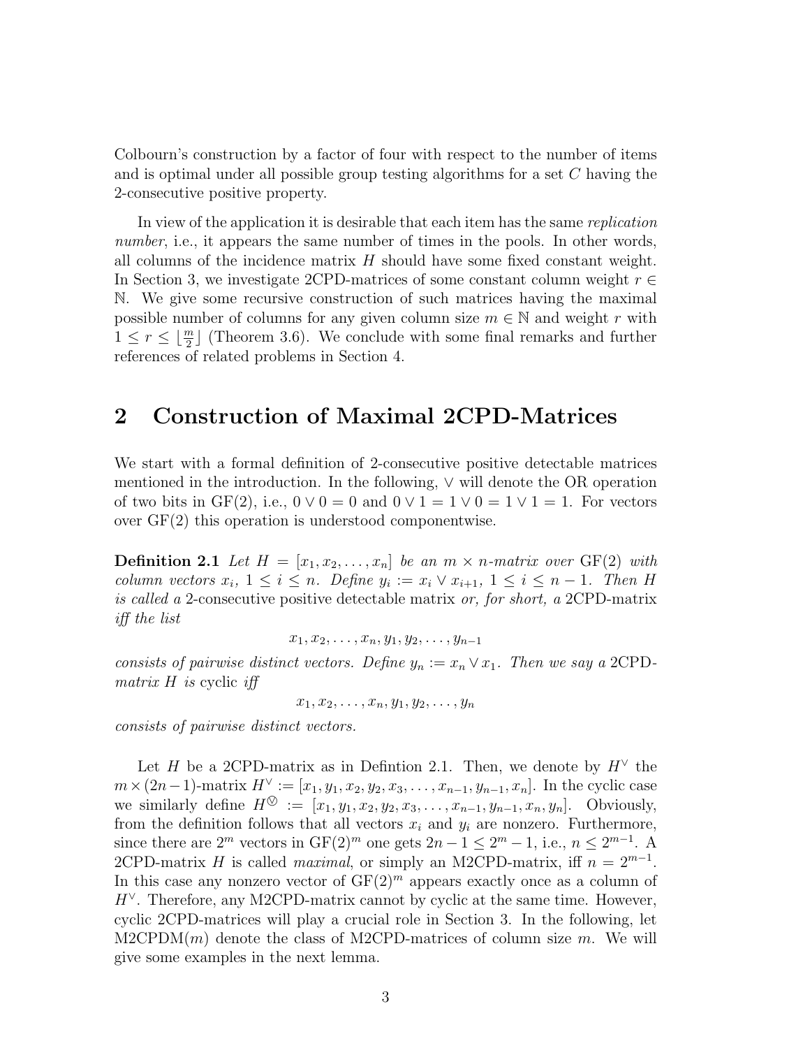Colbourn's construction by a factor of four with respect to the number of items and is optimal under all possible group testing algorithms for a set $C$ having the 2-consecutive positive property.

In view of the application it is desirable that each item has the same *replication number*, i.e., it appears the same number of times in the pools. In other words, all columns of the incidence matrix $H$ should have some fixed constant weight. In Section 3, we investigate 2CPD-matrices of some constant column weight $r \in \mathbb{N}$. We give some recursive construction of such matrices having the maximal possible number of columns for any given column size $m \in \mathbb{N}$ and weight $r$ with $1 \le r \le \lfloor \frac{m}{2} \rfloor$ (Theorem 3.6). We conclude with some final remarks and further references of related problems in Section 4.

## 2 Construction of Maximal 2CPD-Matrices

We start with a formal definition of 2-consecutive positive detectable matrices mentioned in the introduction. In the following, $\vee$ will denote the OR operation of two bits in GF(2), i.e., $0 \vee 0 = 0$ and $0 \vee 1 = 1 \vee 0 = 1 \vee 1 = 1$. For vectors over GF(2) this operation is understood componentwise.

**Definition 2.1** *Let $H = [x_1, x_2, \ldots, x_n]$ be an $m \times n$-matrix over* GF(2) *with column vectors $x_i$, $1 \le i \le n$. Define $y_i := x_i \vee x_{i+1}$, $1 \le i \le n-1$. Then $H$ is called a* 2-consecutive positive detectable matrix *or, for short, a* 2CPD-matrix *iff the list*

$$x_1, x_2, \ldots, x_n, y_1, y_2, \ldots, y_{n-1}$$

*consists of pairwise distinct vectors. Define $y_n := x_n \vee x_1$. Then we say a* 2CPD-*matrix $H$ is* cyclic *iff*

$$x_1, x_2, \ldots, x_n, y_1, y_2, \ldots, y_n$$

*consists of pairwise distinct vectors.*

Let $H$ be a 2CPD-matrix as in Defintion 2.1. Then, we denote by $H^{\vee}$ the $m \times (2n-1)$-matrix $H^{\vee} := [x_1, y_1, x_2, y_2, x_3, \ldots, x_{n-1}, y_{n-1}, x_n]$. In the cyclic case we similarly define $H^{\circledvee} := [x_1, y_1, x_2, y_2, x_3, \ldots, x_{n-1}, y_{n-1}, x_n, y_n]$. Obviously, from the definition follows that all vectors $x_i$ and $y_i$ are nonzero. Furthermore, since there are $2^m$ vectors in $\mathrm{GF}(2)^m$ one gets $2n - 1 \le 2^m - 1$, i.e., $n \le 2^{m-1}$. A 2CPD-matrix $H$ is called *maximal*, or simply an M2CPD-matrix, iff $n = 2^{m-1}$. In this case any nonzero vector of $\mathrm{GF}(2)^m$ appears exactly once as a column of $H^{\vee}$. Therefore, any M2CPD-matrix cannot by cyclic at the same time. However, cyclic 2CPD-matrices will play a crucial role in Section 3. In the following, let M2CPDM($m$) denote the class of M2CPD-matrices of column size $m$. We will give some examples in the next lemma.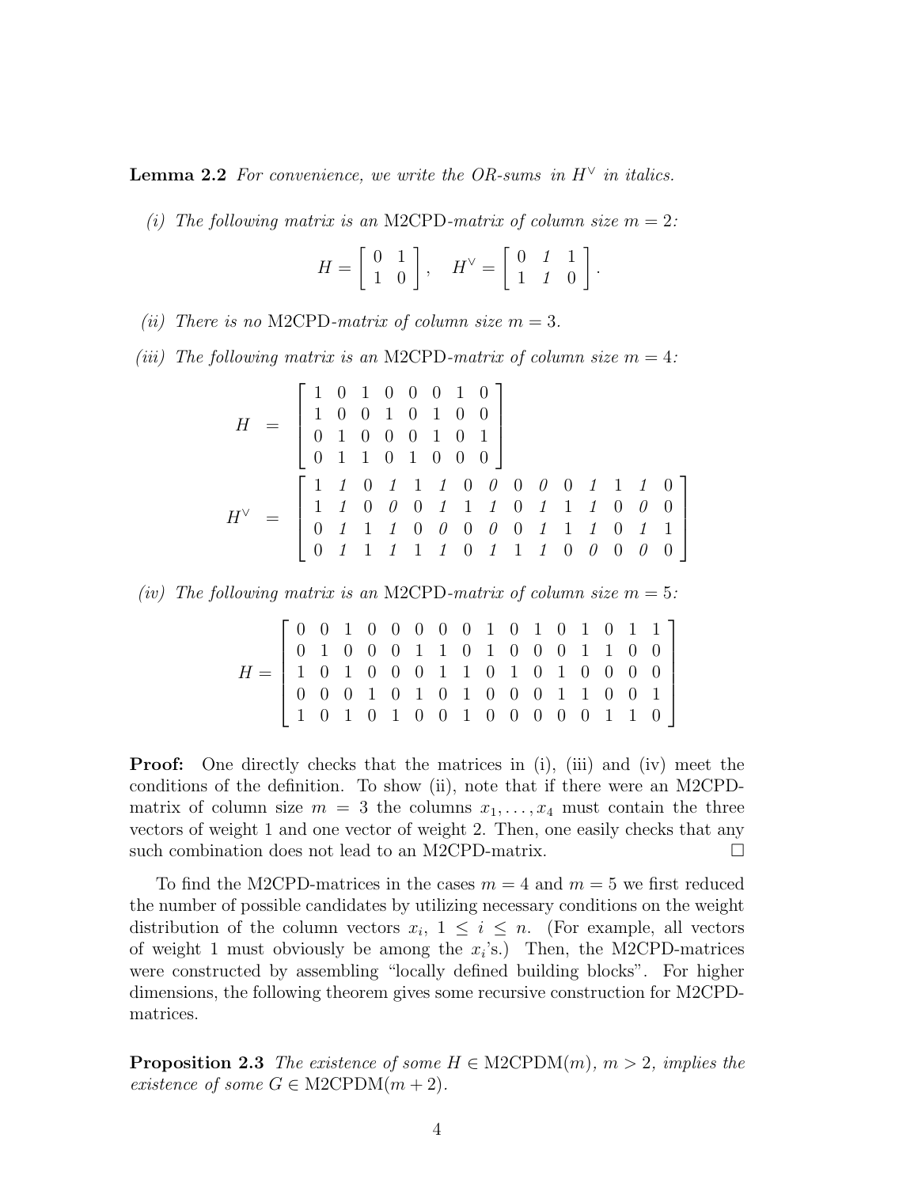**Lemma 2.2** *For convenience, we write the OR-sums in $H^\vee$ in italics.*

*(i) The following matrix is an* M2CPD*-matrix of column size $m = 2$:*

$$H = \begin{bmatrix} 0 & 1 \\ 1 & 0 \end{bmatrix}, \quad H^\vee = \begin{bmatrix} 0 & \mathit{1} & 1 \\ 1 & \mathit{1} & 0 \end{bmatrix}.$$

*(ii) There is no* M2CPD*-matrix of column size $m = 3$.*

*(iii) The following matrix is an* M2CPD*-matrix of column size $m = 4$:*

$$H = \begin{bmatrix} 1 & 0 & 1 & 0 & 0 & 0 & 1 & 0 \\ 1 & 0 & 0 & 1 & 0 & 1 & 0 & 0 \\ 0 & 1 & 0 & 0 & 0 & 1 & 0 & 1 \\ 0 & 1 & 1 & 0 & 1 & 0 & 0 & 0 \end{bmatrix}$$

$$H^\vee = \begin{bmatrix} 1 & \mathit{1} & 0 & \mathit{1} & 1 & \mathit{1} & 0 & \mathit{0} & 0 & \mathit{0} & 0 & \mathit{1} & 1 & \mathit{1} & 0 \\ 1 & \mathit{1} & 0 & \mathit{0} & 0 & \mathit{1} & 1 & \mathit{1} & 0 & \mathit{1} & 1 & \mathit{1} & 0 & \mathit{0} & 0 \\ 0 & \mathit{1} & 1 & \mathit{1} & 0 & \mathit{0} & 0 & \mathit{0} & 0 & \mathit{1} & 1 & \mathit{1} & 0 & \mathit{1} & 1 \\ 0 & \mathit{1} & 1 & \mathit{1} & 1 & \mathit{1} & 0 & \mathit{1} & 1 & \mathit{1} & 0 & \mathit{0} & 0 & \mathit{0} & 0 \end{bmatrix}$$

*(iv) The following matrix is an* M2CPD*-matrix of column size $m = 5$:*

$$H = \begin{bmatrix} 0 & 0 & 1 & 0 & 0 & 0 & 0 & 0 & 1 & 0 & 1 & 0 & 1 & 0 & 1 & 1 \\ 0 & 1 & 0 & 0 & 0 & 1 & 1 & 0 & 1 & 0 & 0 & 0 & 1 & 1 & 0 & 0 \\ 1 & 0 & 1 & 0 & 0 & 0 & 1 & 1 & 0 & 1 & 0 & 1 & 0 & 0 & 0 & 0 \\ 0 & 0 & 0 & 1 & 0 & 1 & 0 & 1 & 0 & 0 & 0 & 1 & 1 & 0 & 0 & 1 \\ 1 & 0 & 1 & 0 & 1 & 0 & 0 & 1 & 0 & 0 & 0 & 0 & 0 & 1 & 1 & 0 \end{bmatrix}$$

**Proof:** One directly checks that the matrices in (i), (iii) and (iv) meet the conditions of the definition. To show (ii), note that if there were an M2CPD-matrix of column size $m = 3$ the columns $x_1, \ldots, x_4$ must contain the three vectors of weight 1 and one vector of weight 2. Then, one easily checks that any such combination does not lead to an M2CPD-matrix. □

To find the M2CPD-matrices in the cases $m = 4$ and $m = 5$ we first reduced the number of possible candidates by utilizing necessary conditions on the weight distribution of the column vectors $x_i$, $1 \le i \le n$. (For example, all vectors of weight 1 must obviously be among the $x_i$'s.) Then, the M2CPD-matrices were constructed by assembling "locally defined building blocks". For higher dimensions, the following theorem gives some recursive construction for M2CPD-matrices.

**Proposition 2.3** *The existence of some $H \in$ M2CPDM$(m)$, $m > 2$, implies the existence of some $G \in$ M2CPDM$(m + 2)$.*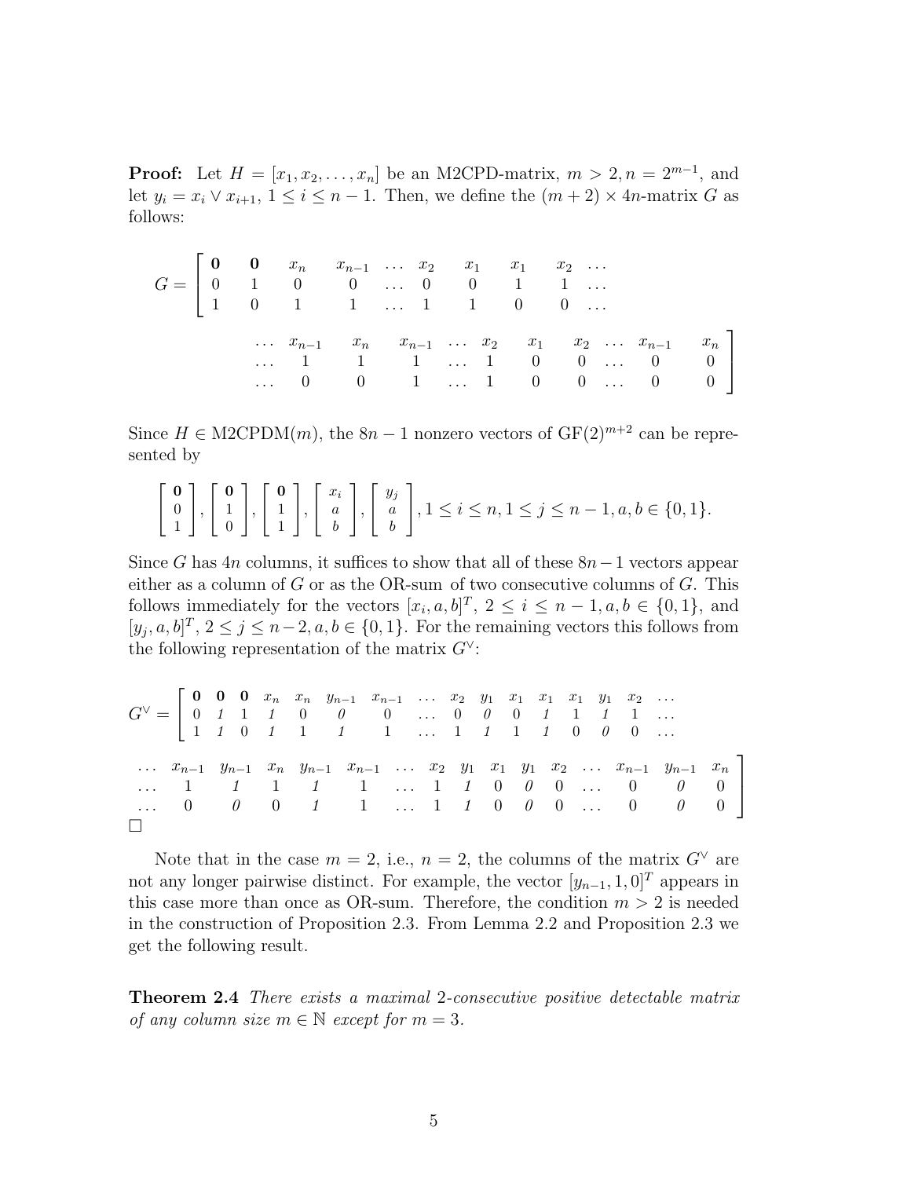**Proof:** Let $H = [x_1, x_2, \ldots, x_n]$ be an M2CPD-matrix, $m > 2, n = 2^{m-1}$, and let $y_i = x_i \vee x_{i+1}$, $1 \le i \le n-1$. Then, we define the $(m+2) \times 4n$-matrix $G$ as follows:

$$G = \left[\begin{array}{cccccccccc} \mathbf{0} & \mathbf{0} & x_n & x_{n-1} & \ldots & x_2 & x_1 & x_1 & x_2 & \ldots \\ 0 & 1 & 0 & 0 & \ldots & 0 & 0 & 1 & 1 & \ldots \\ 1 & 0 & 1 & 1 & \ldots & 1 & 1 & 0 & 0 & \ldots \end{array}\right.$$
$$\left.\begin{array}{cccccccccc} \ldots & x_{n-1} & x_n & x_{n-1} & \ldots & x_2 & x_1 & x_2 & \ldots & x_{n-1} & x_n \\ \ldots & 1 & 1 & 1 & \ldots & 1 & 0 & 0 & \ldots & 0 & 0 \\ \ldots & 0 & 0 & 1 & \ldots & 1 & 0 & 0 & \ldots & 0 & 0 \end{array}\right]$$

Since $H \in \mathrm{M2CPDM}(m)$, the $8n-1$ nonzero vectors of $\mathrm{GF}(2)^{m+2}$ can be represented by

$$\left[\begin{array}{c} \mathbf{0} \\ 0 \\ 1 \end{array}\right], \left[\begin{array}{c} \mathbf{0} \\ 1 \\ 0 \end{array}\right], \left[\begin{array}{c} \mathbf{0} \\ 1 \\ 1 \end{array}\right], \left[\begin{array}{c} x_i \\ a \\ b \end{array}\right], \left[\begin{array}{c} y_j \\ a \\ b \end{array}\right], 1 \le i \le n, 1 \le j \le n-1, a, b \in \{0,1\}.$$

Since $G$ has $4n$ columns, it suffices to show that all of these $8n-1$ vectors appear either as a column of $G$ or as the OR-sum of two consecutive columns of $G$. This follows immediately for the vectors $[x_i, a, b]^T$, $2 \le i \le n-1, a, b \in \{0,1\}$, and $[y_j, a, b]^T$, $2 \le j \le n-2, a, b \in \{0,1\}$. For the remaining vectors this follows from the following representation of the matrix $G^{\vee}$:

$$G^{\vee} = \left[\begin{array}{ccccccccccccccc} \mathbf{0} & \mathbf{0} & \mathbf{0} & x_n & x_n & y_{n-1} & x_{n-1} & \ldots & x_2 & y_1 & x_1 & x_1 & x_1 & y_1 & x_2 & \ldots \\ 0 & \mathit{1} & 1 & \mathit{1} & 0 & \mathit{0} & 0 & \ldots & 0 & \mathit{0} & 0 & \mathit{1} & 1 & \mathit{1} & 1 & \ldots \\ 1 & \mathit{1} & 0 & \mathit{1} & 1 & \mathit{1} & 1 & \ldots & 1 & \mathit{1} & 1 & \mathit{1} & 0 & \mathit{0} & 0 & \ldots \end{array}\right.$$
$$\left.\begin{array}{cccccccccccccccc} \ldots & x_{n-1} & y_{n-1} & x_n & y_{n-1} & x_{n-1} & \ldots & x_2 & y_1 & x_1 & y_1 & x_2 & \ldots & x_{n-1} & y_{n-1} & x_n \\ \ldots & 1 & \mathit{1} & 1 & \mathit{1} & 1 & \ldots & 1 & \mathit{1} & 0 & \mathit{0} & 0 & \ldots & 0 & \mathit{0} & 0 \\ \ldots & 0 & \mathit{0} & 0 & \mathit{1} & 1 & \ldots & 1 & \mathit{1} & 0 & \mathit{0} & 0 & \ldots & 0 & \mathit{0} & 0 \end{array}\right]$$

□

Note that in the case $m = 2$, i.e., $n = 2$, the columns of the matrix $G^{\vee}$ are not any longer pairwise distinct. For example, the vector $[y_{n-1}, 1, 0]^T$ appears in this case more than once as OR-sum. Therefore, the condition $m > 2$ is needed in the construction of Proposition 2.3. From Lemma 2.2 and Proposition 2.3 we get the following result.

**Theorem 2.4** *There exists a maximal 2-consecutive positive detectable matrix of any column size $m \in \mathbb{N}$ except for $m = 3$.*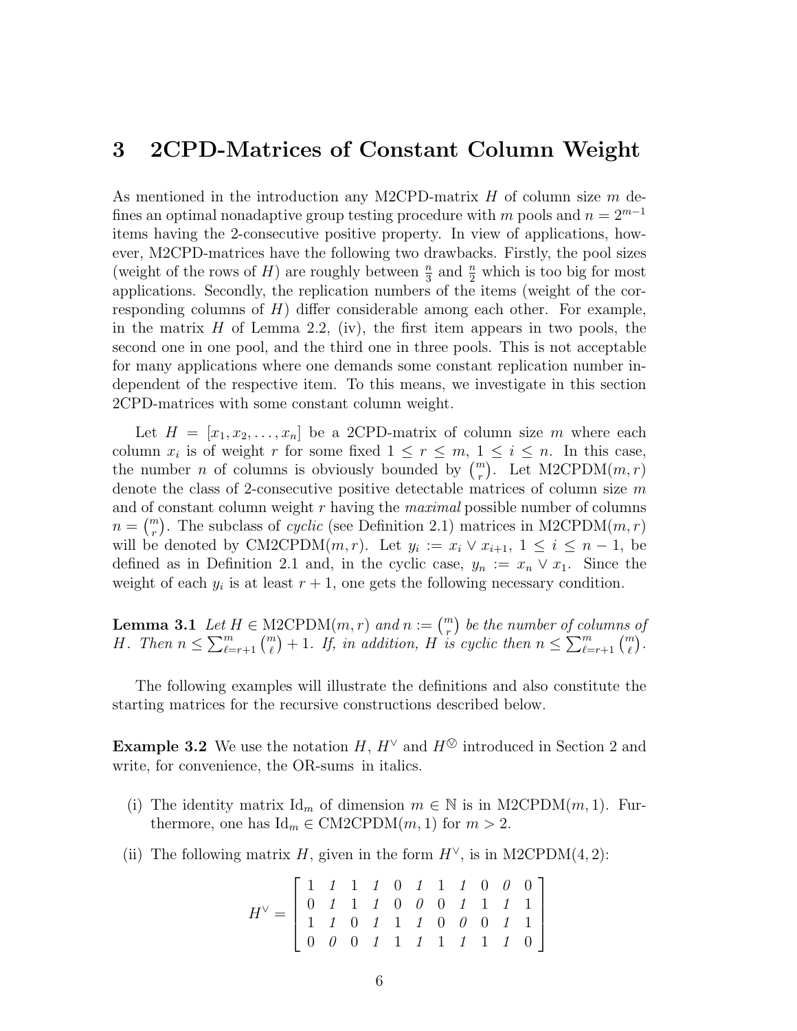## 3 2CPD-Matrices of Constant Column Weight

As mentioned in the introduction any M2CPD-matrix $H$ of column size $m$ defines an optimal nonadaptive group testing procedure with $m$ pools and $n = 2^{m-1}$ items having the 2-consecutive positive property. In view of applications, however, M2CPD-matrices have the following two drawbacks. Firstly, the pool sizes (weight of the rows of $H$) are roughly between $\frac{n}{3}$ and $\frac{n}{2}$ which is too big for most applications. Secondly, the replication numbers of the items (weight of the corresponding columns of $H$) differ considerable among each other. For example, in the matrix $H$ of Lemma 2.2, (iv), the first item appears in two pools, the second one in one pool, and the third one in three pools. This is not acceptable for many applications where one demands some constant replication number independent of the respective item. To this means, we investigate in this section 2CPD-matrices with some constant column weight.

Let $H = [x_1, x_2, \ldots, x_n]$ be a 2CPD-matrix of column size $m$ where each column $x_i$ is of weight $r$ for some fixed $1 \leq r \leq m$, $1 \leq i \leq n$. In this case, the number $n$ of columns is obviously bounded by $\binom{m}{r}$. Let $\mathrm{M2CPDM}(m, r)$ denote the class of 2-consecutive positive detectable matrices of column size $m$ and of constant column weight $r$ having the *maximal* possible number of columns $n = \binom{m}{r}$. The subclass of *cyclic* (see Definition 2.1) matrices in $\mathrm{M2CPDM}(m, r)$ will be denoted by $\mathrm{CM2CPDM}(m, r)$. Let $y_i := x_i \vee x_{i+1}$, $1 \leq i \leq n-1$, be defined as in Definition 2.1 and, in the cyclic case, $y_n := x_n \vee x_1$. Since the weight of each $y_i$ is at least $r+1$, one gets the following necessary condition.

**Lemma 3.1** *Let $H \in \mathrm{M2CPDM}(m, r)$ and $n := \binom{m}{r}$ be the number of columns of $H$. Then $n \leq \sum_{\ell=r+1}^{m} \binom{m}{\ell} + 1$. If, in addition, $H$ is cyclic then $n \leq \sum_{\ell=r+1}^{m} \binom{m}{\ell}$.*

The following examples will illustrate the definitions and also constitute the starting matrices for the recursive constructions described below.

**Example 3.2** We use the notation $H$, $H^{\vee}$ and $H^{\circledvee}$ introduced in Section 2 and write, for convenience, the OR-sums in italics.

(i) The identity matrix $\mathrm{Id}_m$ of dimension $m \in \mathbb{N}$ is in $\mathrm{M2CPDM}(m, 1)$. Furthermore, one has $\mathrm{Id}_m \in \mathrm{CM2CPDM}(m, 1)$ for $m > 2$.

(ii) The following matrix $H$, given in the form $H^{\vee}$, is in $\mathrm{M2CPDM}(4, 2)$:

$$H^{\vee} = \begin{bmatrix} 1 & \mathit{1} & 1 & \mathit{1} & 0 & \mathit{1} & 1 & \mathit{1} & 0 & \mathit{0} & 0 \\ 0 & \mathit{1} & 1 & \mathit{1} & 0 & \mathit{0} & 0 & \mathit{1} & 1 & \mathit{1} & 1 \\ 1 & \mathit{1} & 0 & \mathit{1} & 1 & \mathit{1} & 0 & \mathit{0} & 0 & \mathit{1} & 1 \\ 0 & \mathit{0} & 0 & \mathit{1} & 1 & \mathit{1} & 1 & \mathit{1} & 1 & \mathit{1} & 0 \end{bmatrix}$$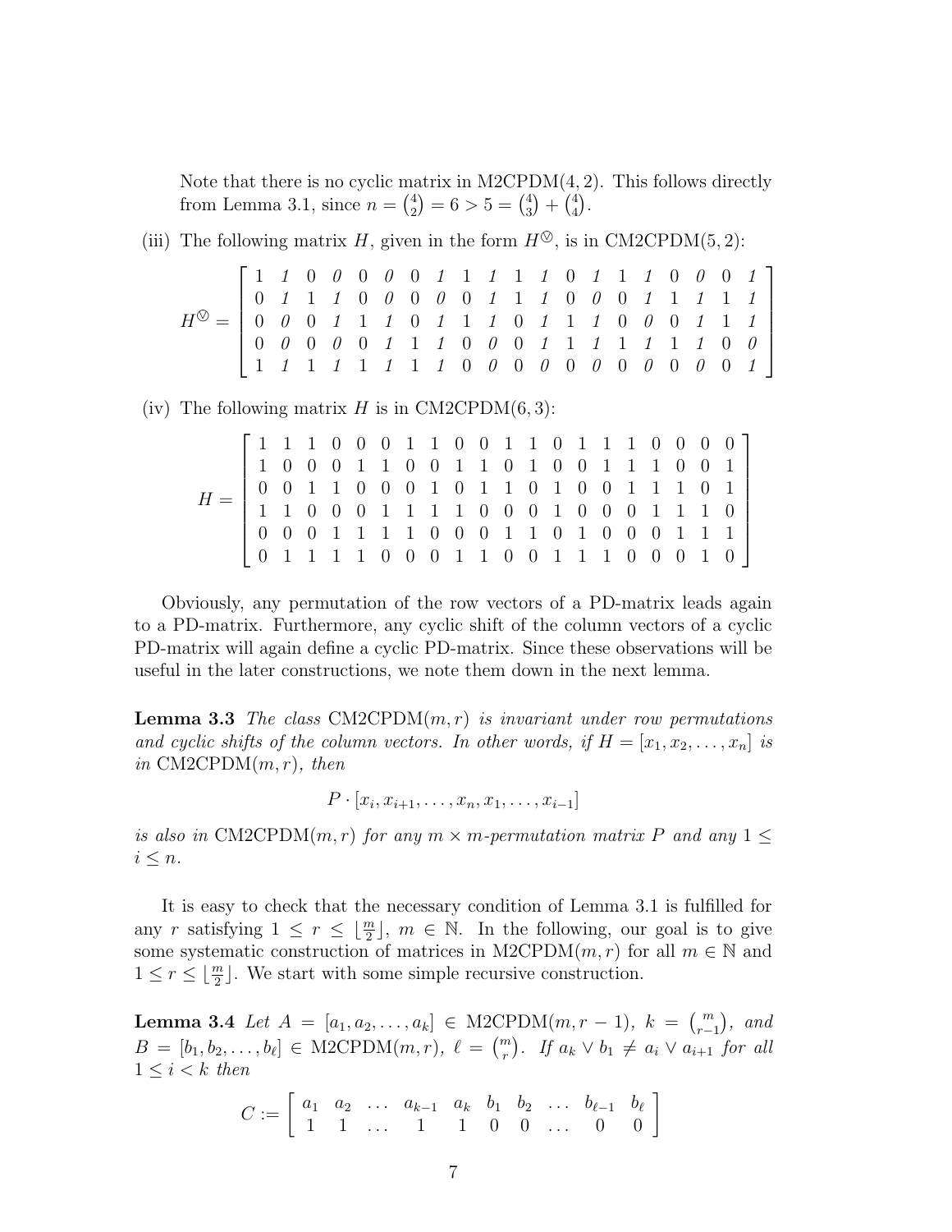Note that there is no cyclic matrix in M2CPDM$(4, 2)$. This follows directly from Lemma 3.1, since $n = \binom{4}{2} = 6 > 5 = \binom{4}{3} + \binom{4}{4}$.

(iii) The following matrix $H$, given in the form $H^{\heartsuit}$, is in CM2CPDM$(5, 2)$:

$$H^{\heartsuit} = \begin{bmatrix} 1 & \mathit{1} & 0 & \mathit{0} & 0 & \mathit{0} & 0 & \mathit{1} & 1 & \mathit{1} & 1 & \mathit{1} & 0 & \mathit{1} & 1 & \mathit{1} & 0 & \mathit{0} & 0 & \mathit{1} \\ 0 & \mathit{1} & 1 & \mathit{1} & 0 & \mathit{0} & 0 & \mathit{0} & 0 & \mathit{1} & 1 & \mathit{1} & 0 & \mathit{0} & 0 & \mathit{1} & 1 & \mathit{1} & 1 & \mathit{1} \\ 0 & \mathit{0} & 0 & \mathit{1} & 1 & \mathit{1} & 0 & \mathit{1} & 1 & \mathit{1} & 0 & \mathit{1} & 1 & \mathit{1} & 0 & \mathit{0} & 0 & \mathit{1} & 1 & \mathit{1} \\ 0 & \mathit{0} & 0 & \mathit{0} & 0 & \mathit{1} & 1 & \mathit{1} & 0 & \mathit{0} & 0 & \mathit{1} & 1 & \mathit{1} & 1 & \mathit{1} & 1 & \mathit{1} & 0 & \mathit{0} \\ 1 & \mathit{1} & 1 & \mathit{1} & 1 & \mathit{1} & 1 & \mathit{1} & 0 & \mathit{0} & 0 & \mathit{0} & 0 & \mathit{0} & 0 & \mathit{0} & 0 & \mathit{0} & 0 & \mathit{1} \end{bmatrix}$$

(iv) The following matrix $H$ is in CM2CPDM$(6, 3)$:

$$H = \begin{bmatrix} 1 & 1 & 1 & 0 & 0 & 0 & 1 & 1 & 0 & 0 & 1 & 1 & 0 & 1 & 1 & 1 & 0 & 0 & 0 & 0 \\ 1 & 0 & 0 & 0 & 1 & 1 & 0 & 0 & 1 & 1 & 0 & 1 & 0 & 0 & 1 & 1 & 1 & 0 & 0 & 1 \\ 0 & 0 & 1 & 1 & 0 & 0 & 0 & 1 & 0 & 1 & 1 & 0 & 1 & 0 & 0 & 1 & 1 & 1 & 0 & 1 \\ 1 & 1 & 0 & 0 & 0 & 1 & 1 & 1 & 1 & 1 & 0 & 0 & 0 & 1 & 0 & 0 & 0 & 1 & 1 & 0 \\ 0 & 0 & 0 & 1 & 1 & 1 & 1 & 0 & 0 & 0 & 1 & 1 & 0 & 1 & 0 & 0 & 0 & 1 & 1 & 1 \\ 0 & 1 & 1 & 1 & 1 & 0 & 0 & 0 & 1 & 1 & 0 & 0 & 1 & 1 & 1 & 0 & 0 & 0 & 1 & 0 \end{bmatrix}$$

Obviously, any permutation of the row vectors of a PD-matrix leads again to a PD-matrix. Furthermore, any cyclic shift of the column vectors of a cyclic PD-matrix will again define a cyclic PD-matrix. Since these observations will be useful in the later constructions, we note them down in the next lemma.

**Lemma 3.3** *The class* CM2CPDM$(m, r)$ *is invariant under row permutations and cyclic shifts of the column vectors. In other words, if $H = [x_1, x_2, \ldots, x_n]$ is in* CM2CPDM$(m, r)$*, then*

$$P \cdot [x_i, x_{i+1}, \ldots, x_n, x_1, \ldots, x_{i-1}]$$

*is also in* CM2CPDM$(m, r)$ *for any $m \times m$-permutation matrix $P$ and any $1 \leq i \leq n$.*

It is easy to check that the necessary condition of Lemma 3.1 is fulfilled for any $r$ satisfying $1 \leq r \leq \lfloor \frac{m}{2} \rfloor$, $m \in \mathbb{N}$. In the following, our goal is to give some systematic construction of matrices in M2CPDM$(m, r)$ for all $m \in \mathbb{N}$ and $1 \leq r \leq \lfloor \frac{m}{2} \rfloor$. We start with some simple recursive construction.

**Lemma 3.4** *Let $A = [a_1, a_2, \ldots, a_k] \in$ M2CPDM$(m, r-1)$, $k = \binom{m}{r-1}$, and $B = [b_1, b_2, \ldots, b_\ell] \in$ M2CPDM$(m, r)$, $\ell = \binom{m}{r}$. If $a_k \vee b_1 \neq a_i \vee a_{i+1}$ for all $1 \leq i < k$ then*

$$C := \begin{bmatrix} a_1 & a_2 & \ldots & a_{k-1} & a_k & b_1 & b_2 & \ldots & b_{\ell-1} & b_\ell \\ 1 & 1 & \ldots & 1 & 1 & 0 & 0 & \ldots & 0 & 0 \end{bmatrix}$$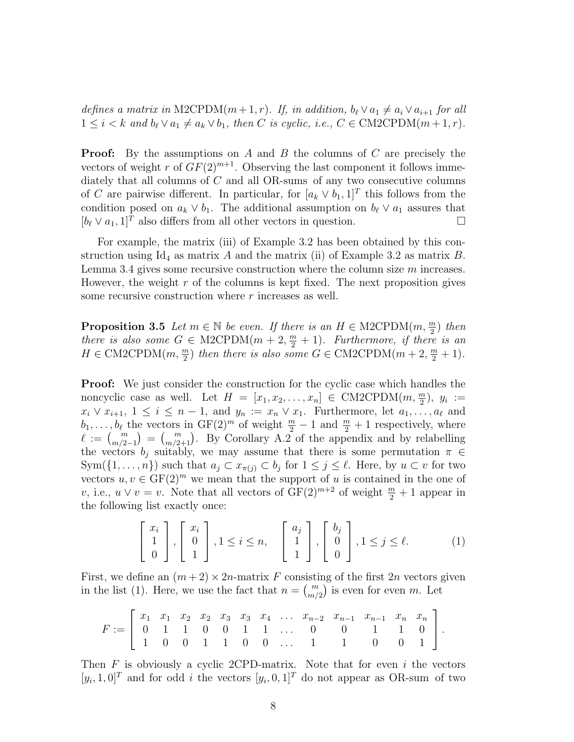*defines a matrix in* M2CPDM$(m+1, r)$. *If, in addition,* $b_\ell \vee a_1 \neq a_i \vee a_{i+1}$ *for all* $1 \leq i < k$ *and* $b_\ell \vee a_1 \neq a_k \vee b_1$*, then* $C$ *is cyclic, i.e.,* $C \in$ CM2CPDM$(m+1, r)$.

**Proof:** By the assumptions on $A$ and $B$ the columns of $C$ are precisely the vectors of weight $r$ of $GF(2)^{m+1}$. Observing the last component it follows immediately that all columns of $C$ and all OR-sums of any two consecutive columns of $C$ are pairwise different. In particular, for $[a_k \vee b_1, 1]^T$ this follows from the condition posed on $a_k \vee b_1$. The additional assumption on $b_\ell \vee a_1$ assures that $[b_\ell \vee a_1, 1]^T$ also differs from all other vectors in question. □

For example, the matrix (iii) of Example 3.2 has been obtained by this construction using $\mathrm{Id}_4$ as matrix $A$ and the matrix (ii) of Example 3.2 as matrix $B$. Lemma 3.4 gives some recursive construction where the column size $m$ increases. However, the weight $r$ of the columns is kept fixed. The next proposition gives some recursive construction where $r$ increases as well.

**Proposition 3.5** *Let* $m \in \mathbb{N}$ *be even. If there is an* $H \in$ M2CPDM$(m, \frac{m}{2})$ *then there is also some* $G \in$ M2CPDM$(m+2, \frac{m}{2}+1)$*. Furthermore, if there is an* $H \in$ CM2CPDM$(m, \frac{m}{2})$ *then there is also some* $G \in$ CM2CPDM$(m+2, \frac{m}{2}+1)$.

**Proof:** We just consider the construction for the cyclic case which handles the noncyclic case as well. Let $H = [x_1, x_2, \ldots, x_n] \in$ CM2CPDM$(m, \frac{m}{2})$, $y_i := x_i \vee x_{i+1}$, $1 \leq i \leq n-1$, and $y_n := x_n \vee x_1$. Furthermore, let $a_1, \ldots, a_\ell$ and $b_1, \ldots, b_\ell$ the vectors in GF$(2)^m$ of weight $\frac{m}{2}-1$ and $\frac{m}{2}+1$ respectively, where $\ell := \binom{m}{m/2-1} = \binom{m}{m/2+1}$. By Corollary A.2 of the appendix and by relabelling the vectors $b_j$ suitably, we may assume that there is some permutation $\pi \in \mathrm{Sym}(\{1, \ldots, n\})$ such that $a_j \subset x_{\pi(j)} \subset b_j$ for $1 \leq j \leq \ell$. Here, by $u \subset v$ for two vectors $u, v \in$ GF$(2)^m$ we mean that the support of $u$ is contained in the one of $v$, i.e., $u \vee v = v$. Note that all vectors of GF$(2)^{m+2}$ of weight $\frac{m}{2}+1$ appear in the following list exactly once:

$$\begin{bmatrix} x_i \\ 1 \\ 0 \end{bmatrix}, \begin{bmatrix} x_i \\ 0 \\ 1 \end{bmatrix}, 1 \leq i \leq n, \quad \begin{bmatrix} a_j \\ 1 \\ 1 \end{bmatrix}, \begin{bmatrix} b_j \\ 0 \\ 0 \end{bmatrix}, 1 \leq j \leq \ell. \tag{1}$$

First, we define an $(m+2) \times 2n$-matrix $F$ consisting of the first $2n$ vectors given in the list (1). Here, we use the fact that $n = \binom{m}{m/2}$ is even for even $m$. Let

$$F := \begin{bmatrix} x_1 & x_1 & x_2 & x_2 & x_3 & x_3 & x_4 & \ldots & x_{n-2} & x_{n-1} & x_{n-1} & x_n & x_n \\ 0 & 1 & 1 & 0 & 0 & 1 & 1 & \ldots & 0 & 0 & 1 & 1 & 0 \\ 1 & 0 & 0 & 1 & 1 & 0 & 0 & \ldots & 1 & 1 & 0 & 0 & 1 \end{bmatrix}.$$

Then $F$ is obviously a cyclic 2CPD-matrix. Note that for even $i$ the vectors $[y_i, 1, 0]^T$ and for odd $i$ the vectors $[y_i, 0, 1]^T$ do not appear as OR-sum of two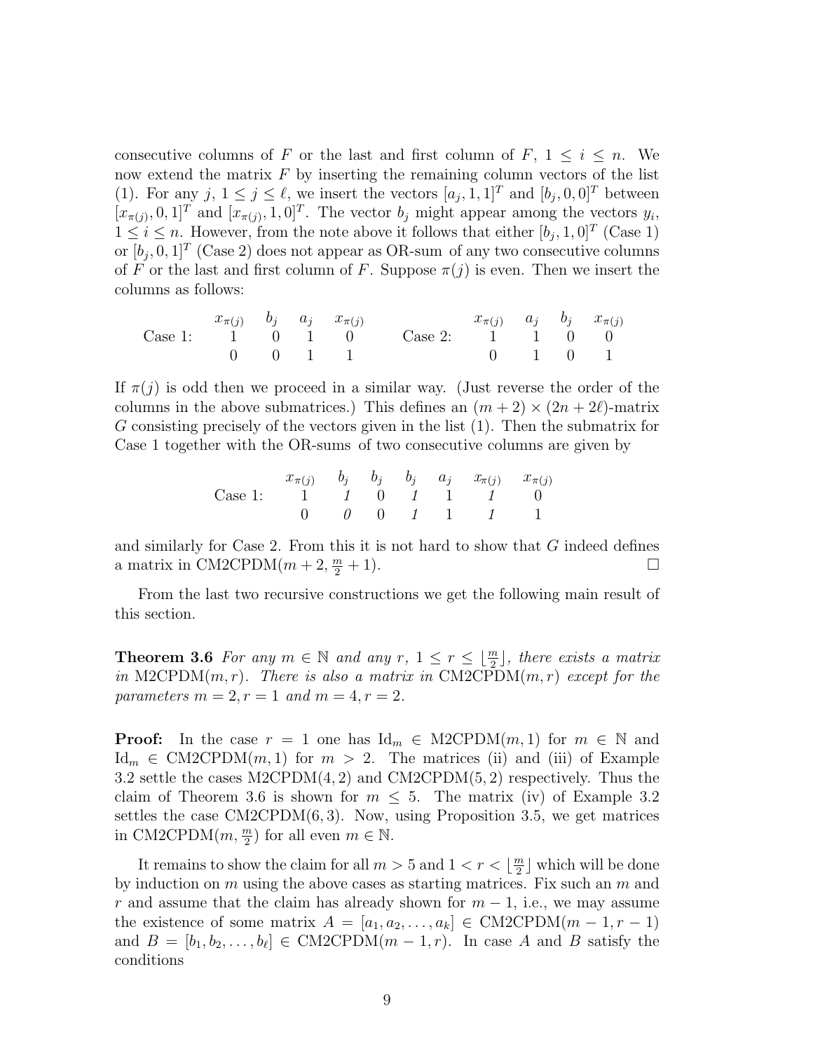consecutive columns of $F$ or the last and first column of $F$, $1 \leq i \leq n$. We now extend the matrix $F$ by inserting the remaining column vectors of the list (1). For any $j$, $1 \leq j \leq \ell$, we insert the vectors $[a_j, 1, 1]^T$ and $[b_j, 0, 0]^T$ between $[x_{\pi(j)}, 0, 1]^T$ and $[x_{\pi(j)}, 1, 0]^T$. The vector $b_j$ might appear among the vectors $y_i$, $1 \leq i \leq n$. However, from the note above it follows that either $[b_j, 1, 0]^T$ (Case 1) or $[b_j, 0, 1]^T$ (Case 2) does not appear as OR-sum of any two consecutive columns of $F$ or the last and first column of $F$. Suppose $\pi(j)$ is even. Then we insert the columns as follows:

$$\text{Case 1:} \quad \begin{array}{cccc} x_{\pi(j)} & b_j & a_j & x_{\pi(j)} \\ 1 & 0 & 1 & 0 \\ 0 & 0 & 1 & 1 \end{array} \qquad \text{Case 2:} \quad \begin{array}{cccc} x_{\pi(j)} & a_j & b_j & x_{\pi(j)} \\ 1 & 1 & 0 & 0 \\ 0 & 1 & 0 & 1 \end{array}$$

If $\pi(j)$ is odd then we proceed in a similar way. (Just reverse the order of the columns in the above submatrices.) This defines an $(m+2) \times (2n+2\ell)$-matrix $G$ consisting precisely of the vectors given in the list (1). Then the submatrix for Case 1 together with the OR-sums of two consecutive columns are given by

$$\text{Case 1:} \quad \begin{array}{ccccccc} x_{\pi(j)} & b_j & b_j & b_j & a_j & x_{\pi(j)} & x_{\pi(j)} \\ 1 & \mathit{1} & 0 & \mathit{1} & 1 & \mathit{1} & 0 \\ 0 & \mathit{0} & 0 & \mathit{1} & 1 & \mathit{1} & 1 \end{array}$$

and similarly for Case 2. From this it is not hard to show that $G$ indeed defines a matrix in CM2CPDM$(m+2, \frac{m}{2}+1)$. □

From the last two recursive constructions we get the following main result of this section.

**Theorem 3.6** *For any $m \in \mathbb{N}$ and any $r$, $1 \leq r \leq \lfloor \frac{m}{2} \rfloor$, there exists a matrix in* M2CPDM$(m, r)$*. There is also a matrix in* CM2CPDM$(m, r)$ *except for the parameters $m = 2, r = 1$ and $m = 4, r = 2$.*

**Proof:** In the case $r = 1$ one has $\mathrm{Id}_m \in$ M2CPDM$(m, 1)$ for $m \in \mathbb{N}$ and $\mathrm{Id}_m \in$ CM2CPDM$(m, 1)$ for $m > 2$. The matrices (ii) and (iii) of Example 3.2 settle the cases M2CPDM$(4, 2)$ and CM2CPDM$(5, 2)$ respectively. Thus the claim of Theorem 3.6 is shown for $m \leq 5$. The matrix (iv) of Example 3.2 settles the case CM2CPDM$(6, 3)$. Now, using Proposition 3.5, we get matrices in CM2CPDM$(m, \frac{m}{2})$ for all even $m \in \mathbb{N}$.

It remains to show the claim for all $m > 5$ and $1 < r < \lfloor \frac{m}{2} \rfloor$ which will be done by induction on $m$ using the above cases as starting matrices. Fix such an $m$ and $r$ and assume that the claim has already shown for $m - 1$, i.e., we may assume the existence of some matrix $A = [a_1, a_2, \ldots, a_k] \in$ CM2CPDM$(m-1, r-1)$ and $B = [b_1, b_2, \ldots, b_\ell] \in$ CM2CPDM$(m-1, r)$. In case $A$ and $B$ satisfy the conditions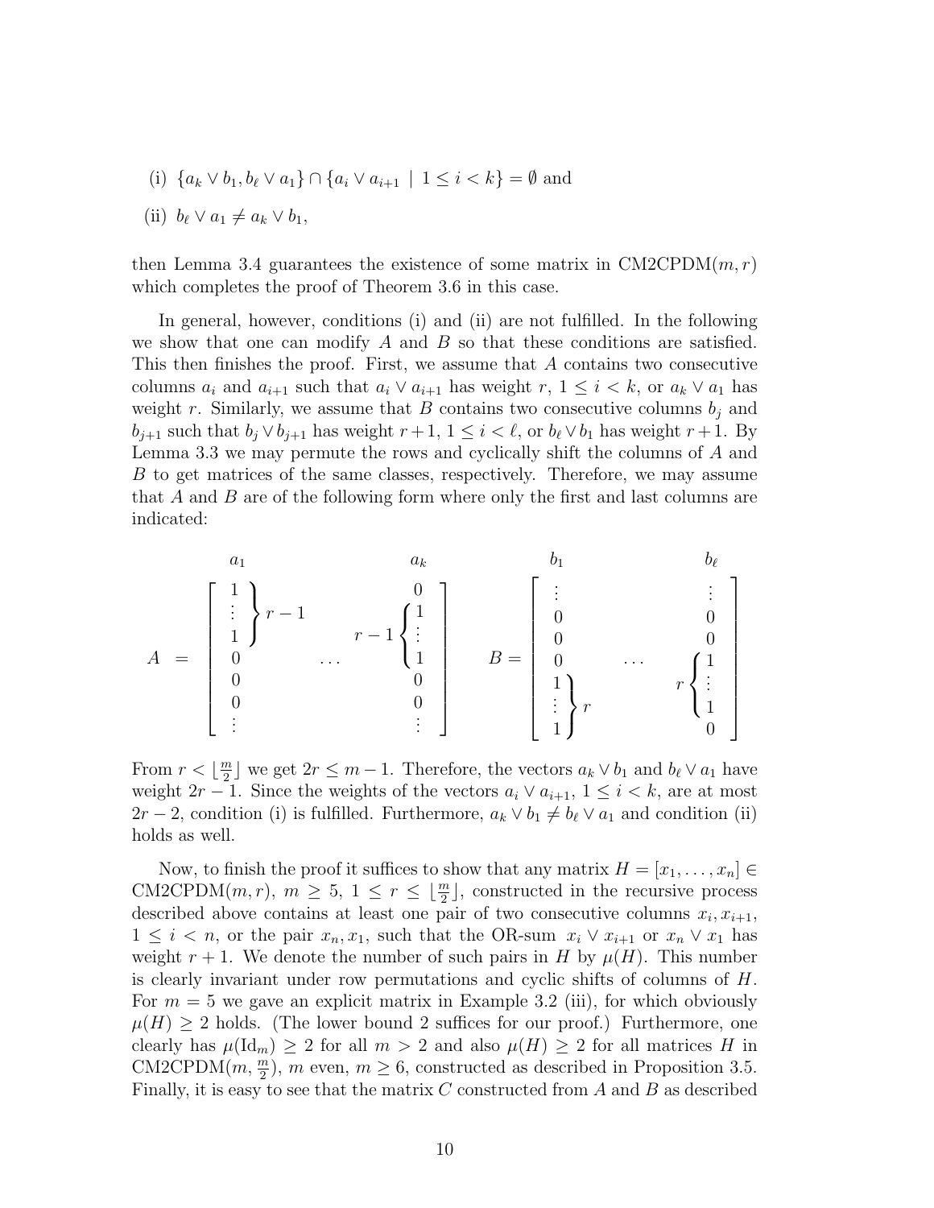(i) $\{a_k \vee b_1, b_\ell \vee a_1\} \cap \{a_i \vee a_{i+1} \mid 1 \leq i < k\} = \emptyset$ and

(ii) $b_\ell \vee a_1 \neq a_k \vee b_1$,

then Lemma 3.4 guarantees the existence of some matrix in CM2CPDM$(m, r)$ which completes the proof of Theorem 3.6 in this case.

In general, however, conditions (i) and (ii) are not fulfilled. In the following we show that one can modify $A$ and $B$ so that these conditions are satisfied. This then finishes the proof. First, we assume that $A$ contains two consecutive columns $a_i$ and $a_{i+1}$ such that $a_i \vee a_{i+1}$ has weight $r$, $1 \leq i < k$, or $a_k \vee a_1$ has weight $r$. Similarly, we assume that $B$ contains two consecutive columns $b_j$ and $b_{j+1}$ such that $b_j \vee b_{j+1}$ has weight $r+1$, $1 \leq i < \ell$, or $b_\ell \vee b_1$ has weight $r+1$. By Lemma 3.3 we may permute the rows and cyclically shift the columns of $A$ and $B$ to get matrices of the same classes, respectively. Therefore, we may assume that $A$ and $B$ are of the following form where only the first and last columns are indicated:

$$A = \begin{bmatrix} \left.\begin{matrix} 1 \\ \vdots \\ 1 \end{matrix}\right\} r-1 & & 0 \\ 0 & \cdots & r-1\left\{\begin{matrix} 1 \\ \vdots \\ 1 \end{matrix}\right. \\ 0 & & 0 \\ 0 & & 0 \\ \vdots & & \vdots \end{bmatrix} \qquad B = \begin{bmatrix} \vdots & & \vdots \\ 0 & & 0 \\ 0 & & 0 \\ 0 & \cdots & r\left\{\begin{matrix} 1 \\ \vdots \\ 1 \end{matrix}\right. \\ \left.\begin{matrix} 1 \\ \vdots \\ 1 \end{matrix}\right\} r & & 0 \end{bmatrix}$$

(columns shown: $a_1, \ldots, a_k$ and $b_1, \ldots, b_\ell$)

From $r < \lfloor \frac{m}{2} \rfloor$ we get $2r \leq m-1$. Therefore, the vectors $a_k \vee b_1$ and $b_\ell \vee a_1$ have weight $2r-1$. Since the weights of the vectors $a_i \vee a_{i+1}$, $1 \leq i < k$, are at most $2r-2$, condition (i) is fulfilled. Furthermore, $a_k \vee b_1 \neq b_\ell \vee a_1$ and condition (ii) holds as well.

Now, to finish the proof it suffices to show that any matrix $H = [x_1, \ldots, x_n] \in$ CM2CPDM$(m, r)$, $m \geq 5$, $1 \leq r \leq \lfloor \frac{m}{2} \rfloor$, constructed in the recursive process described above contains at least one pair of two consecutive columns $x_i, x_{i+1}$, $1 \leq i < n$, or the pair $x_n, x_1$, such that the OR-sum $x_i \vee x_{i+1}$ or $x_n \vee x_1$ has weight $r+1$. We denote the number of such pairs in $H$ by $\mu(H)$. This number is clearly invariant under row permutations and cyclic shifts of columns of $H$. For $m = 5$ we gave an explicit matrix in Example 3.2 (iii), for which obviously $\mu(H) \geq 2$ holds. (The lower bound 2 suffices for our proof.) Furthermore, one clearly has $\mu(\mathrm{Id}_m) \geq 2$ for all $m > 2$ and also $\mu(H) \geq 2$ for all matrices $H$ in CM2CPDM$(m, \frac{m}{2})$, $m$ even, $m \geq 6$, constructed as described in Proposition 3.5. Finally, it is easy to see that the matrix $C$ constructed from $A$ and $B$ as described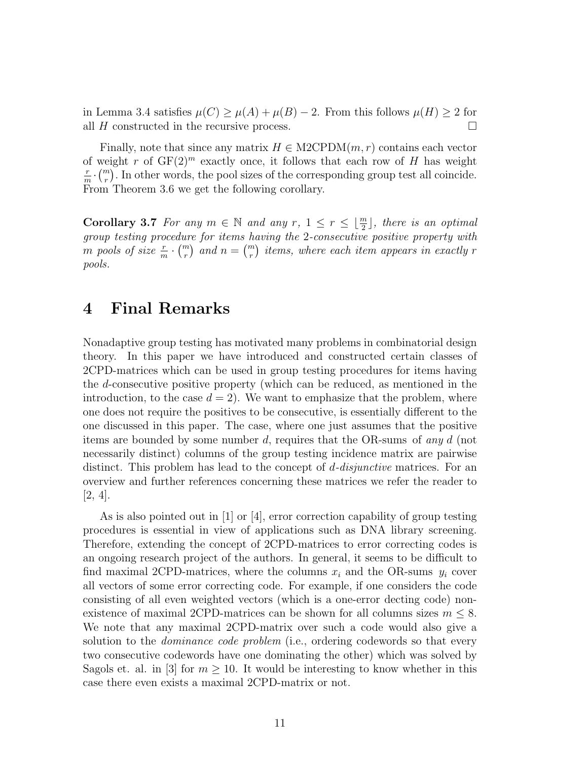in Lemma 3.4 satisfies $\mu(C) \geq \mu(A) + \mu(B) - 2$. From this follows $\mu(H) \geq 2$ for all $H$ constructed in the recursive process. □

Finally, note that since any matrix $H \in \text{M2CPDM}(m, r)$ contains each vector of weight $r$ of $\text{GF}(2)^m$ exactly once, it follows that each row of $H$ has weight $\frac{r}{m} \cdot \binom{m}{r}$. In other words, the pool sizes of the corresponding group test all coincide. From Theorem 3.6 we get the following corollary.

**Corollary 3.7** *For any $m \in \mathbb{N}$ and any $r$, $1 \leq r \leq \lfloor \frac{m}{2} \rfloor$, there is an optimal group testing procedure for items having the 2-consecutive positive property with $m$ pools of size $\frac{r}{m} \cdot \binom{m}{r}$ and $n = \binom{m}{r}$ items, where each item appears in exactly $r$ pools.*

# 4 Final Remarks

Nonadaptive group testing has motivated many problems in combinatorial design theory. In this paper we have introduced and constructed certain classes of 2CPD-matrices which can be used in group testing procedures for items having the $d$-consecutive positive property (which can be reduced, as mentioned in the introduction, to the case $d = 2$). We want to emphasize that the problem, where one does not require the positives to be consecutive, is essentially different to the one discussed in this paper. The case, where one just assumes that the positive items are bounded by some number $d$, requires that the OR-sums of *any* $d$ (not necessarily distinct) columns of the group testing incidence matrix are pairwise distinct. This problem has lead to the concept of $d$-*disjunctive* matrices. For an overview and further references concerning these matrices we refer the reader to [2, 4].

As is also pointed out in [1] or [4], error correction capability of group testing procedures is essential in view of applications such as DNA library screening. Therefore, extending the concept of 2CPD-matrices to error correcting codes is an ongoing research project of the authors. In general, it seems to be difficult to find maximal 2CPD-matrices, where the columns $x_i$ and the OR-sums $y_i$ cover all vectors of some error correcting code. For example, if one considers the code consisting of all even weighted vectors (which is a one-error decting code) non-existence of maximal 2CPD-matrices can be shown for all columns sizes $m \leq 8$. We note that any maximal 2CPD-matrix over such a code would also give a solution to the *dominance code problem* (i.e., ordering codewords so that every two consecutive codewords have one dominating the other) which was solved by Sagols et. al. in [3] for $m \geq 10$. It would be interesting to know whether in this case there even exists a maximal 2CPD-matrix or not.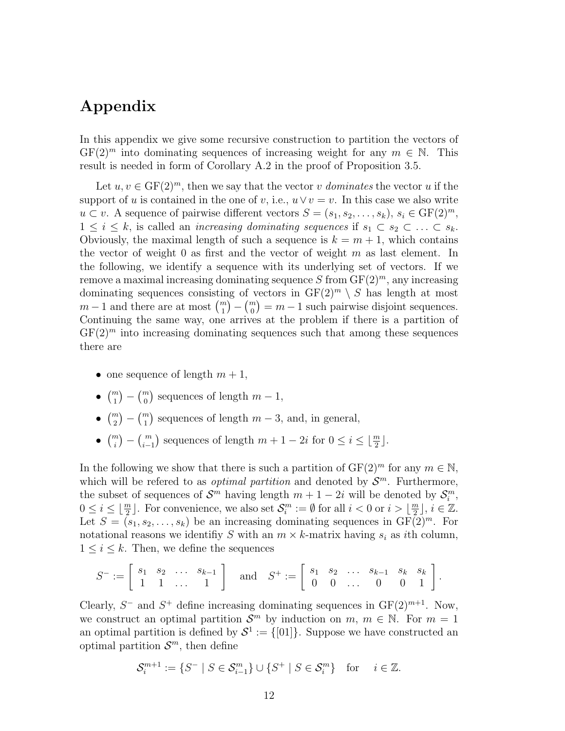# Appendix

In this appendix we give some recursive construction to partition the vectors of $\mathrm{GF}(2)^m$ into dominating sequences of increasing weight for any $m \in \mathbb{N}$. This result is needed in form of Corollary A.2 in the proof of Proposition 3.5.

Let $u, v \in \mathrm{GF}(2)^m$, then we say that the vector $v$ *dominates* the vector $u$ if the support of $u$ is contained in the one of $v$, i.e., $u \vee v = v$. In this case we also write $u \subset v$. A sequence of pairwise different vectors $S = (s_1, s_2, \ldots, s_k)$, $s_i \in \mathrm{GF}(2)^m$, $1 \leq i \leq k$, is called an *increasing dominating sequences* if $s_1 \subset s_2 \subset \ldots \subset s_k$. Obviously, the maximal length of such a sequence is $k = m+1$, which contains the vector of weight 0 as first and the vector of weight $m$ as last element. In the following, we identify a sequence with its underlying set of vectors. If we remove a maximal increasing dominating sequence $S$ from $\mathrm{GF}(2)^m$, any increasing dominating sequences consisting of vectors in $\mathrm{GF}(2)^m \setminus S$ has length at most $m-1$ and there are at most $\binom{m}{1} - \binom{m}{0} = m-1$ such pairwise disjoint sequences. Continuing the same way, one arrives at the problem if there is a partition of $\mathrm{GF}(2)^m$ into increasing dominating sequences such that among these sequences there are

- one sequence of length $m+1$,
- $\binom{m}{1} - \binom{m}{0}$ sequences of length $m-1$,
- $\binom{m}{2} - \binom{m}{1}$ sequences of length $m-3$, and, in general,
- $\binom{m}{i} - \binom{m}{i-1}$ sequences of length $m+1-2i$ for $0 \leq i \leq \lfloor \frac{m}{2} \rfloor$.

In the following we show that there is such a partition of $\mathrm{GF}(2)^m$ for any $m \in \mathbb{N}$, which will be refered to as *optimal partition* and denoted by $\mathcal{S}^m$. Furthermore, the subset of sequences of $\mathcal{S}^m$ having length $m+1-2i$ will be denoted by $\mathcal{S}_i^m$, $0 \leq i \leq \lfloor \frac{m}{2} \rfloor$. For convenience, we also set $\mathcal{S}_i^m := \emptyset$ for all $i < 0$ or $i > \lfloor \frac{m}{2} \rfloor$, $i \in \mathbb{Z}$. Let $S = (s_1, s_2, \ldots, s_k)$ be an increasing dominating sequences in $\mathrm{GF}(2)^m$. For notational reasons we identifiy $S$ with an $m \times k$-matrix having $s_i$ as $i$th column, $1 \leq i \leq k$. Then, we define the sequences

$$S^- := \begin{bmatrix} s_1 & s_2 & \ldots & s_{k-1} \\ 1 & 1 & \ldots & 1 \end{bmatrix} \quad \text{and} \quad S^+ := \begin{bmatrix} s_1 & s_2 & \ldots & s_{k-1} & s_k & s_k \\ 0 & 0 & \ldots & 0 & 0 & 1 \end{bmatrix}.$$

Clearly, $S^-$ and $S^+$ define increasing dominating sequences in $\mathrm{GF}(2)^{m+1}$. Now, we construct an optimal partition $\mathcal{S}^m$ by induction on $m$, $m \in \mathbb{N}$. For $m = 1$ an optimal partition is defined by $\mathcal{S}^1 := \{[01]\}$. Suppose we have constructed an optimal partition $\mathcal{S}^m$, then define

$$\mathcal{S}_i^{m+1} := \{S^- \mid S \in \mathcal{S}_{i-1}^m\} \cup \{S^+ \mid S \in \mathcal{S}_i^m\} \quad \text{for} \quad i \in \mathbb{Z}.$$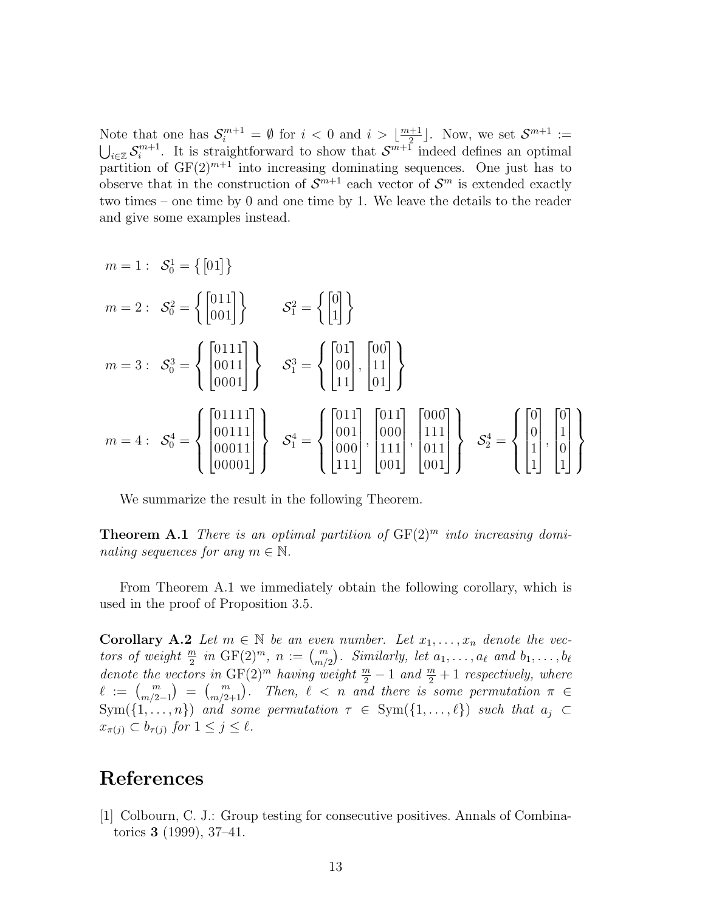Note that one has $\mathcal{S}_i^{m+1} = \emptyset$ for $i < 0$ and $i > \lfloor \frac{m+1}{2} \rfloor$. Now, we set $\mathcal{S}^{m+1} := \bigcup_{i \in \mathbb{Z}} \mathcal{S}_i^{m+1}$. It is straightforward to show that $\mathcal{S}^{m+1}$ indeed defines an optimal partition of $\mathrm{GF}(2)^{m+1}$ into increasing dominating sequences. One just has to observe that in the construction of $\mathcal{S}^{m+1}$ each vector of $\mathcal{S}^m$ is extended exactly two times – one time by 0 and one time by 1. We leave the details to the reader and give some examples instead.

$$m = 1: \quad \mathcal{S}_0^1 = \left\{ \begin{bmatrix} 01 \end{bmatrix} \right\}$$

$$m = 2: \quad \mathcal{S}_0^2 = \left\{ \begin{bmatrix} 011 \\ 001 \end{bmatrix} \right\} \qquad \mathcal{S}_1^2 = \left\{ \begin{bmatrix} 0 \\ 1 \end{bmatrix} \right\}$$

$$m = 3: \quad \mathcal{S}_0^3 = \left\{ \begin{bmatrix} 0111 \\ 0011 \\ 0001 \end{bmatrix} \right\} \qquad \mathcal{S}_1^3 = \left\{ \begin{bmatrix} 01 \\ 00 \\ 11 \end{bmatrix}, \begin{bmatrix} 00 \\ 11 \\ 01 \end{bmatrix} \right\}$$

$$m = 4: \quad \mathcal{S}_0^4 = \left\{ \begin{bmatrix} 01111 \\ 00111 \\ 00011 \\ 00001 \end{bmatrix} \right\} \quad \mathcal{S}_1^4 = \left\{ \begin{bmatrix} 011 \\ 001 \\ 000 \\ 111 \end{bmatrix}, \begin{bmatrix} 011 \\ 000 \\ 111 \\ 001 \end{bmatrix}, \begin{bmatrix} 000 \\ 111 \\ 011 \\ 001 \end{bmatrix} \right\} \quad \mathcal{S}_2^4 = \left\{ \begin{bmatrix} 0 \\ 0 \\ 1 \\ 1 \end{bmatrix}, \begin{bmatrix} 0 \\ 1 \\ 0 \\ 1 \end{bmatrix} \right\}$$

We summarize the result in the following Theorem.

**Theorem A.1** *There is an optimal partition of $\mathrm{GF}(2)^m$ into increasing dominating sequences for any $m \in \mathbb{N}$.*

From Theorem A.1 we immediately obtain the following corollary, which is used in the proof of Proposition 3.5.

**Corollary A.2** *Let $m \in \mathbb{N}$ be an even number. Let $x_1, \ldots, x_n$ denote the vectors of weight $\frac{m}{2}$ in $\mathrm{GF}(2)^m$, $n := \binom{m}{m/2}$. Similarly, let $a_1, \ldots, a_\ell$ and $b_1, \ldots, b_\ell$ denote the vectors in $\mathrm{GF}(2)^m$ having weight $\frac{m}{2} - 1$ and $\frac{m}{2} + 1$ respectively, where $\ell := \binom{m}{m/2-1} = \binom{m}{m/2+1}$. Then, $\ell < n$ and there is some permutation $\pi \in \mathrm{Sym}(\{1, \ldots, n\})$ and some permutation $\tau \in \mathrm{Sym}(\{1, \ldots, \ell\})$ such that $a_j \subset x_{\pi(j)} \subset b_{\tau(j)}$ for $1 \leq j \leq \ell$.*

# References

[1] Colbourn, C. J.: Group testing for consecutive positives. Annals of Combinatorics **3** (1999), 37–41.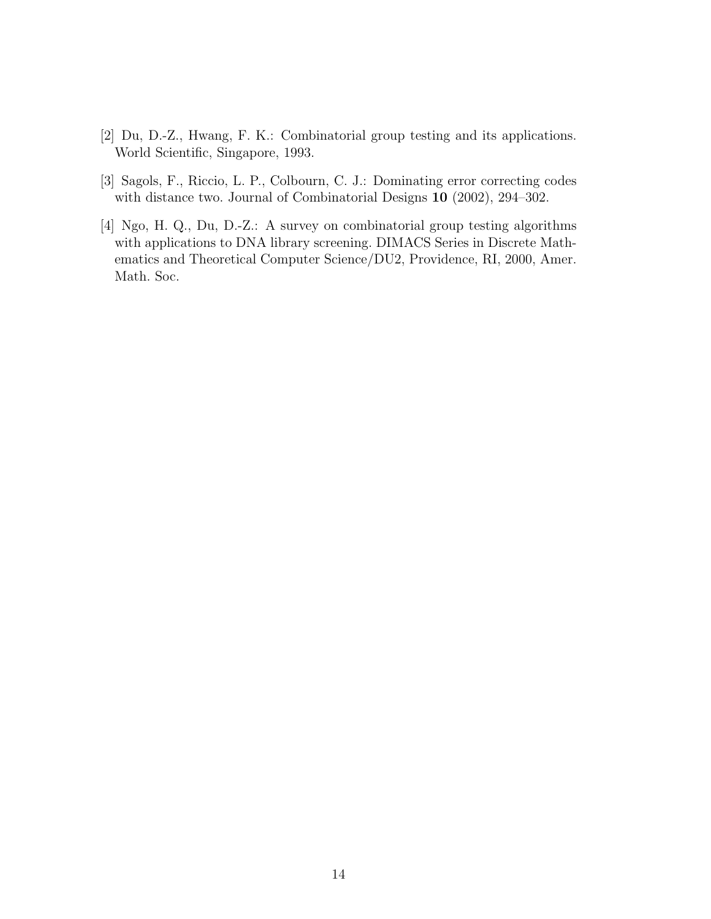[2] Du, D.-Z., Hwang, F. K.: Combinatorial group testing and its applications. World Scientific, Singapore, 1993.

[3] Sagols, F., Riccio, L. P., Colbourn, C. J.: Dominating error correcting codes with distance two. Journal of Combinatorial Designs **10** (2002), 294–302.

[4] Ngo, H. Q., Du, D.-Z.: A survey on combinatorial group testing algorithms with applications to DNA library screening. DIMACS Series in Discrete Mathematics and Theoretical Computer Science/DU2, Providence, RI, 2000, Amer. Math. Soc.